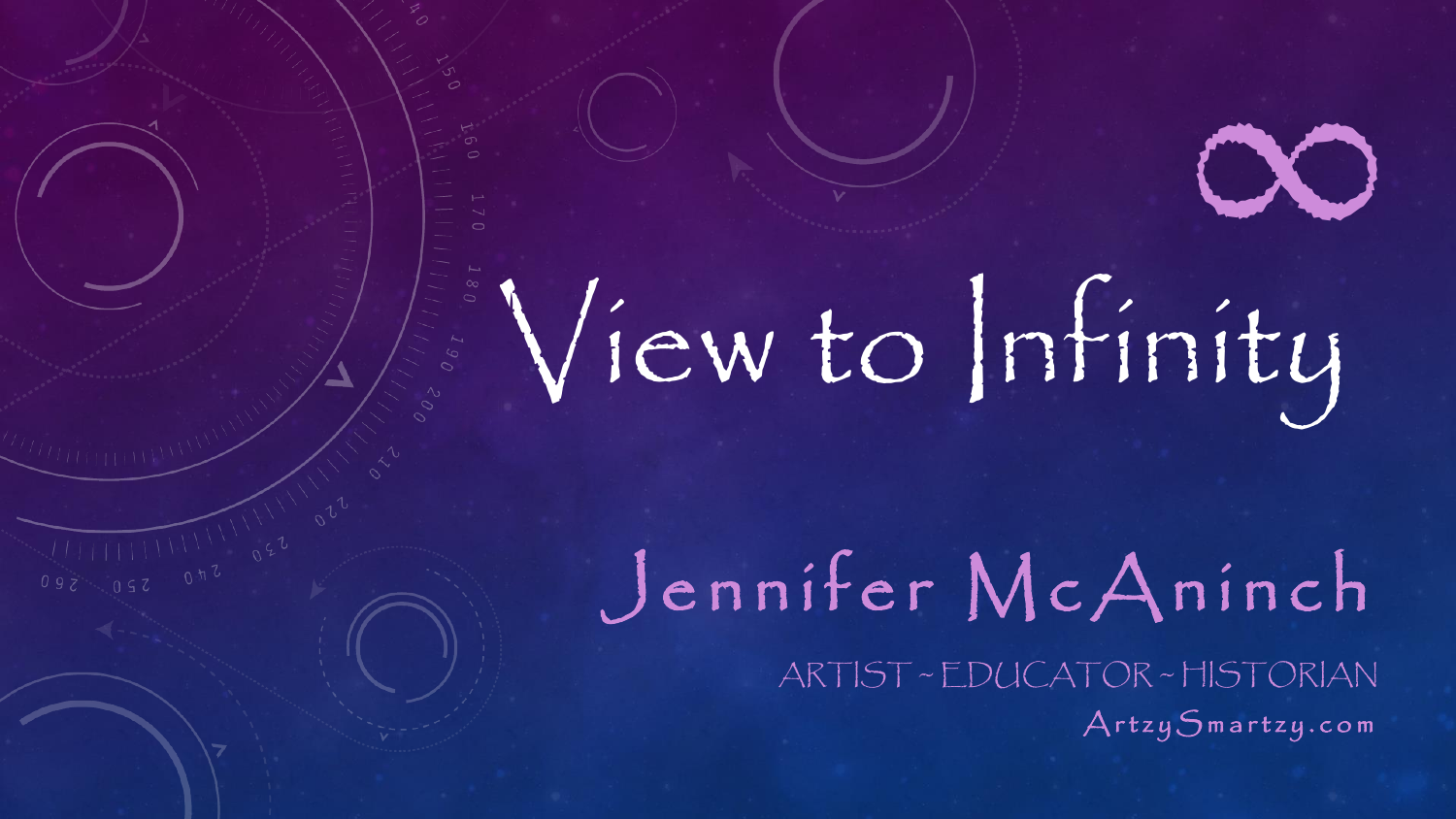# View to Infinity

## Jennifer McAninch

ARTIST ~ EDUCATOR ~ HISTORIAN

ArtzySmartzy.com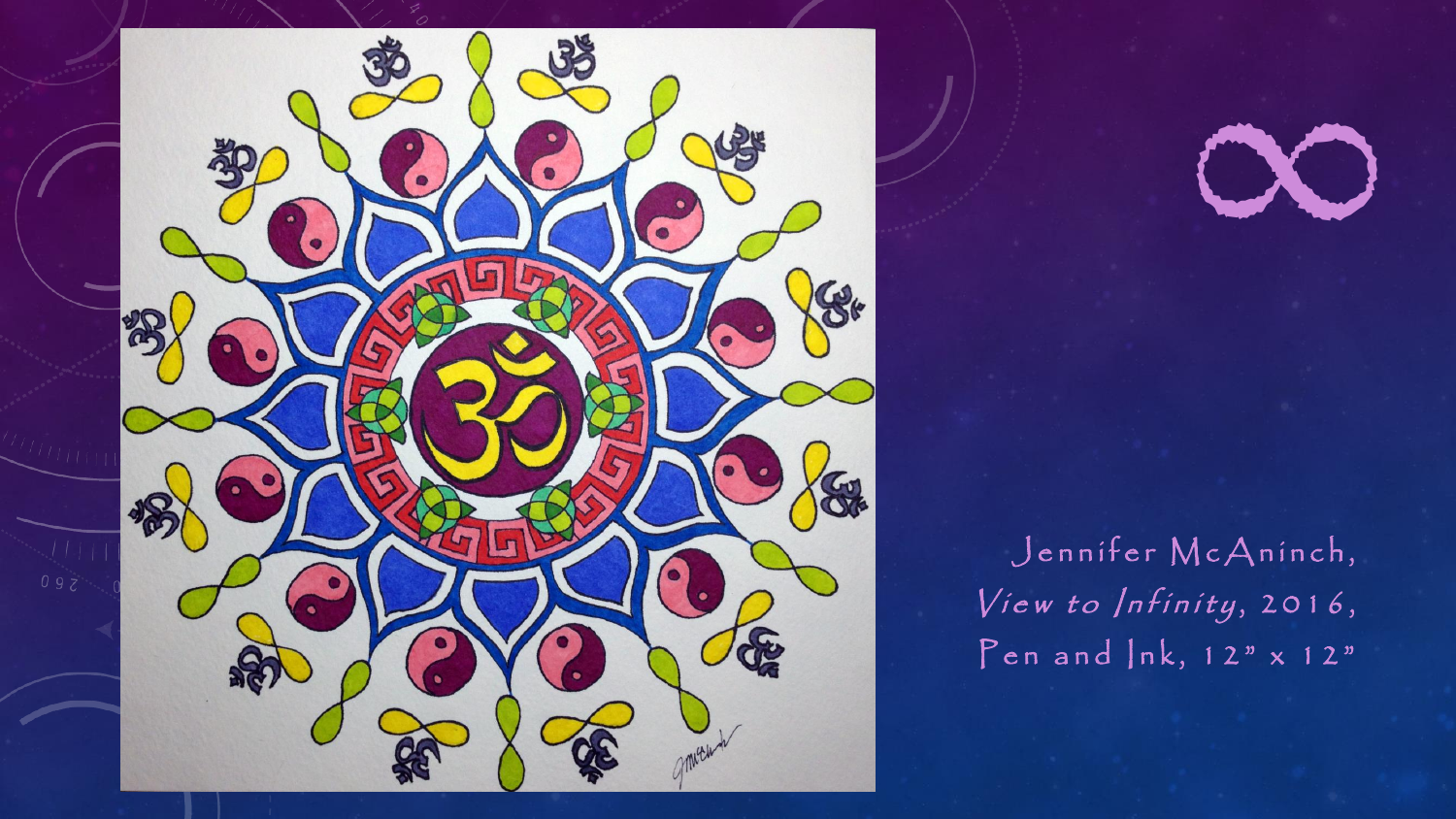Jennifer McAninch,
*View to Infinity*, 2016,
Pen and Ink, 12" x 12"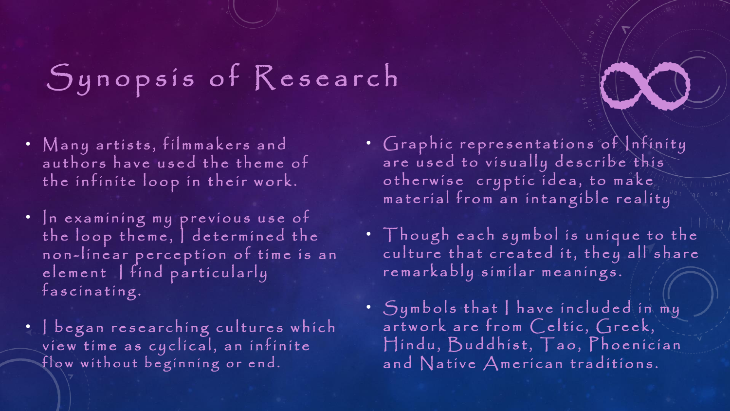# Synopsis of Research

- Many artists, filmmakers and authors have used the theme of the infinite loop in their work.
- In examining my previous use of the loop theme, I determined the non-linear perception of time is an element I find particularly fascinating.
- I began researching cultures which view time as cyclical, an infinite flow without beginning or end.
- Graphic representations of Infinity are used to visually describe this otherwise cryptic idea, to make material from an intangible reality
- Though each symbol is unique to the culture that created it, they all share remarkably similar meanings.
- Symbols that I have included in my artwork are from Celtic, Greek, Hindu, Buddhist, Tao, Phoenician and Native American traditions.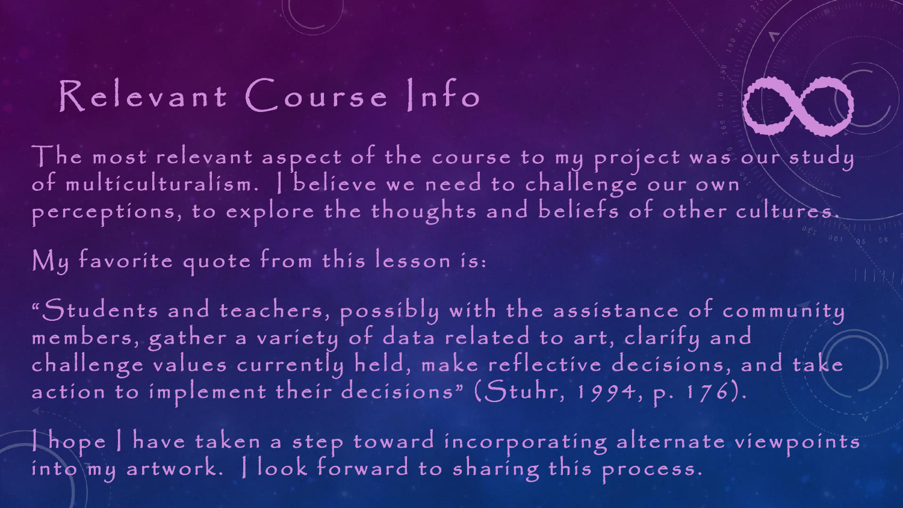# Relevant Course Info

The most relevant aspect of the course to my project was our study of multiculturalism. I believe we need to challenge our own perceptions, to explore the thoughts and beliefs of other cultures.

My favorite quote from this lesson is:

"Students and teachers, possibly with the assistance of community members, gather a variety of data related to art, clarify and challenge values currently held, make reflective decisions, and take action to implement their decisions" (Stuhr, 1994, p. 176).

I hope I have taken a step toward incorporating alternate viewpoints into my artwork. I look forward to sharing this process.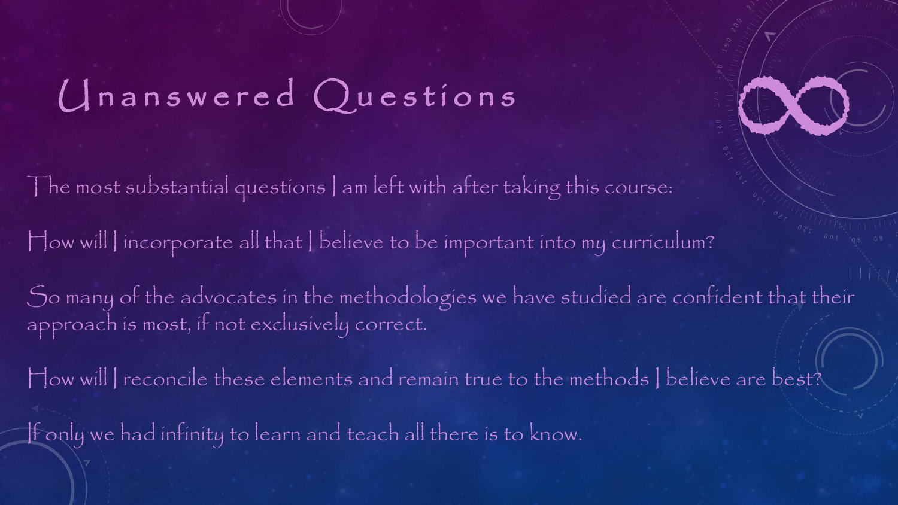# Unanswered Questions

The most substantial questions I am left with after taking this course:

How will I incorporate all that I believe to be important into my curriculum?

So many of the advocates in the methodologies we have studied are confident that their approach is most, if not exclusively correct.

How will I reconcile these elements and remain true to the methods I believe are best?

If only we had infinity to learn and teach all there is to know.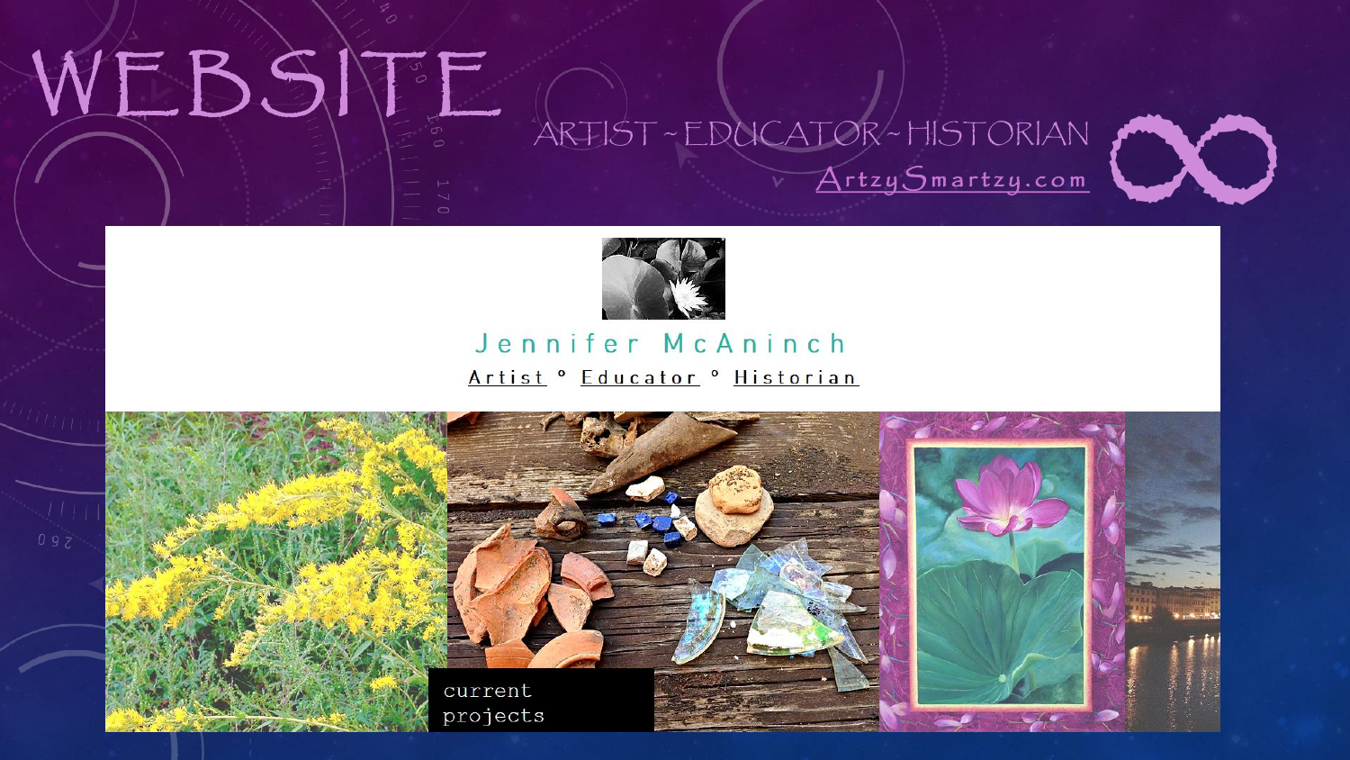# WEBSITE

ARTIST ~ EDUCATOR ~ HISTORIAN

ArtzySmartzy.com

Jennifer McAninch

Artist ° Educator ° Historian

current projects